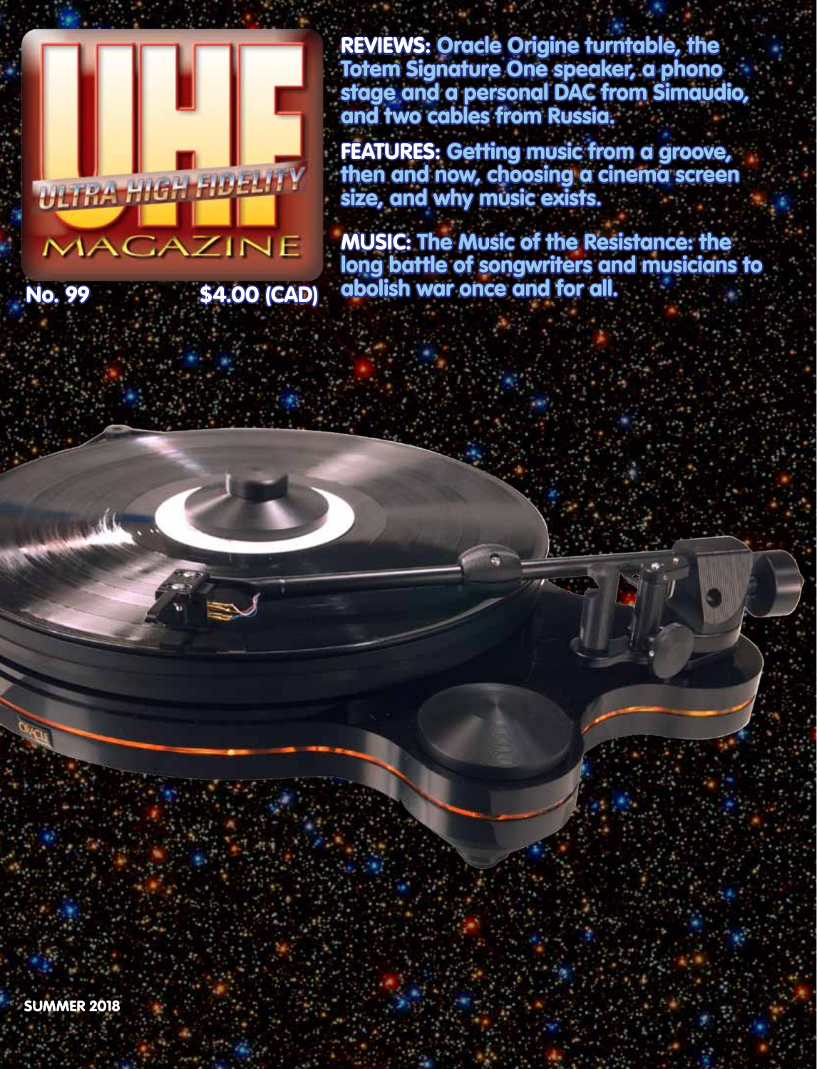# UHF

ULTRA HIGH FIDELITY

MAGAZINE

No. 99 $4.00 (CAD)

**REVIEWS:** Oracle Origine turntable, the Totem Signature One speaker, a phono stage and a personal DAC from Simaudio, and two cables from Russia.

**FEATURES:** Getting music from a groove, then and now, choosing a cinema screen size, and why music exists.

**MUSIC:** The Music of the Resistance: the long battle of songwriters and musicians to abolish war once and for all.

SUMMER 2018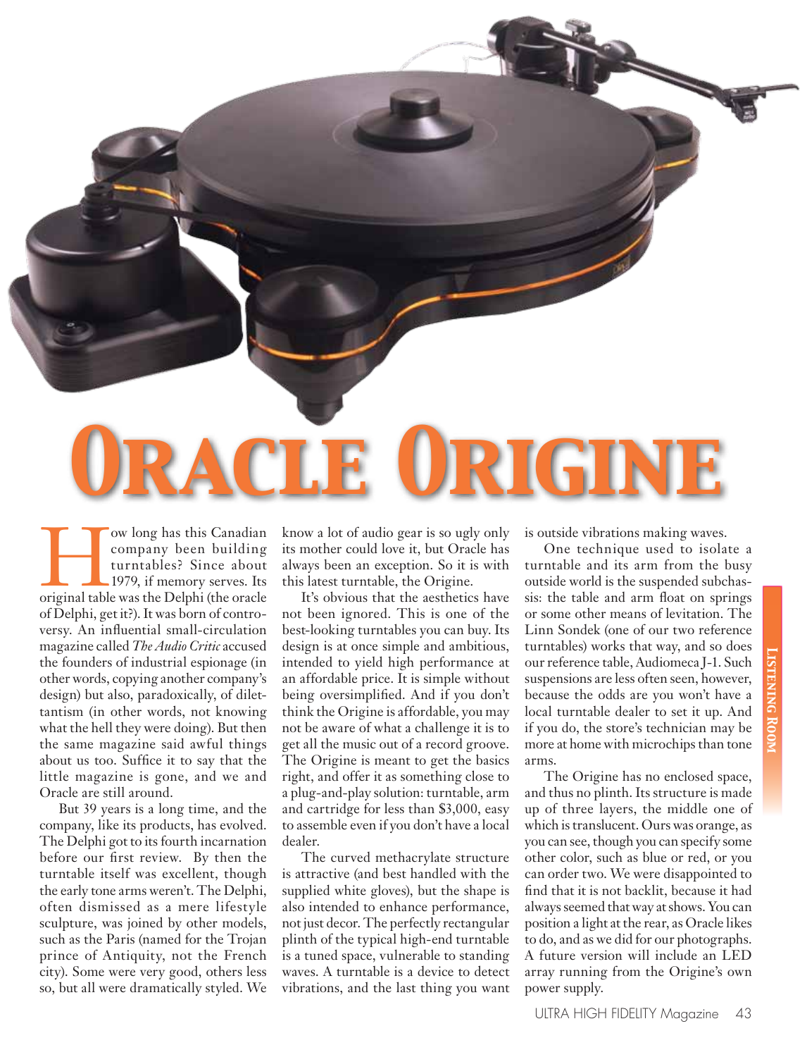# Oracle Origine

How long has this Canadian company been building turntables? Since about 1979, if memory serves. Its original table was the Delphi (the oracle of Delphi, get it?). It was born of controversy. An influential small-circulation magazine called *The Audio Critic* accused the founders of industrial espionage (in other words, copying another company's design) but also, paradoxically, of dilettantism (in other words, not knowing what the hell they were doing). But then the same magazine said awful things about us too. Suffice it to say that the little magazine is gone, and we and Oracle are still around.

But 39 years is a long time, and the company, like its products, has evolved. The Delphi got to its fourth incarnation before our first review. By then the turntable itself was excellent, though the early tone arms weren't. The Delphi, often dismissed as a mere lifestyle sculpture, was joined by other models, such as the Paris (named for the Trojan prince of Antiquity, not the French city). Some were very good, others less so, but all were dramatically styled. We know a lot of audio gear is so ugly only its mother could love it, but Oracle has always been an exception. So it is with this latest turntable, the Origine.

It's obvious that the aesthetics have not been ignored. This is one of the best-looking turntables you can buy. Its design is at once simple and ambitious, intended to yield high performance at an affordable price. It is simple without being oversimplified. And if you don't think the Origine is affordable, you may not be aware of what a challenge it is to get all the music out of a record groove. The Origine is meant to get the basics right, and offer it as something close to a plug-and-play solution: turntable, arm and cartridge for less than $3,000, easy to assemble even if you don't have a local dealer.

The curved methacrylate structure is attractive (and best handled with the supplied white gloves), but the shape is also intended to enhance performance, not just decor. The perfectly rectangular plinth of the typical high-end turntable is a tuned space, vulnerable to standing waves. A turntable is a device to detect vibrations, and the last thing you want is outside vibrations making waves.

One technique used to isolate a turntable and its arm from the busy outside world is the suspended subchassis: the table and arm float on springs or some other means of levitation. The Linn Sondek (one of our two reference turntables) works that way, and so does our reference table, Audiomeca J-1. Such suspensions are less often seen, however, because the odds are you won't have a local turntable dealer to set it up. And if you do, the store's technician may be more at home with microchips than tone arms.

The Origine has no enclosed space, and thus no plinth. Its structure is made up of three layers, the middle one of which is translucent. Ours was orange, as you can see, though you can specify some other color, such as blue or red, or you can order two. We were disappointed to find that it is not backlit, because it had always seemed that way at shows. You can position a light at the rear, as Oracle likes to do, and as we did for our photographs. A future version will include an LED array running from the Origine's own power supply.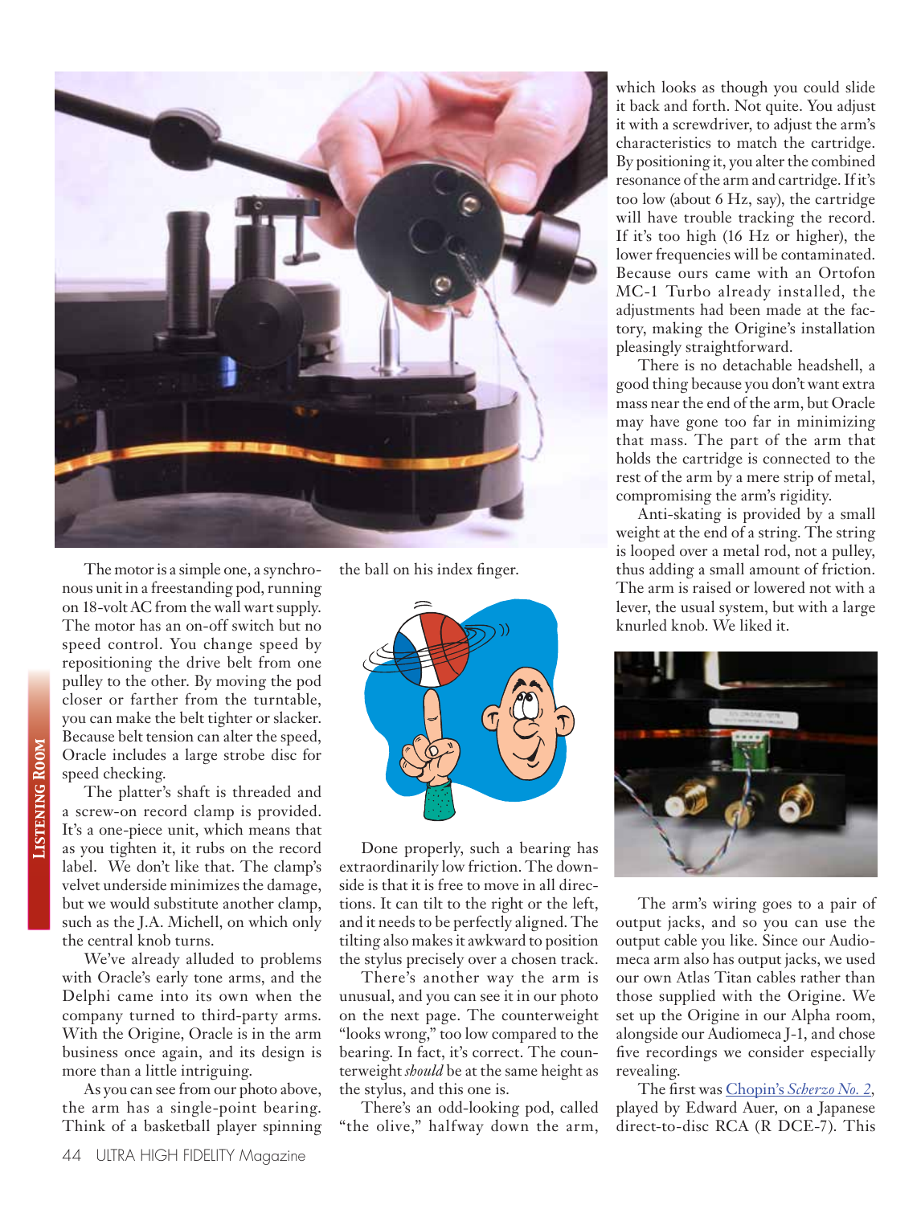The motor is a simple one, a synchronous unit in a freestanding pod, running on 18-volt AC from the wall wart supply. The motor has an on-off switch but no speed control. You change speed by repositioning the drive belt from one pulley to the other. By moving the pod closer or farther from the turntable, you can make the belt tighter or slacker. Because belt tension can alter the speed, Oracle includes a large strobe disc for speed checking.

The platter's shaft is threaded and a screw-on record clamp is provided. It's a one-piece unit, which means that as you tighten it, it rubs on the record label. We don't like that. The clamp's velvet underside minimizes the damage, but we would substitute another clamp, such as the J.A. Michell, on which only the central knob turns.

We've already alluded to problems with Oracle's early tone arms, and the Delphi came into its own when the company turned to third-party arms. With the Origine, Oracle is in the arm business once again, and its design is more than a little intriguing.

As you can see from our photo above, the arm has a single-point bearing. Think of a basketball player spinning the ball on his index finger.

Done properly, such a bearing has extraordinarily low friction. The downside is that it is free to move in all directions. It can tilt to the right or the left, and it needs to be perfectly aligned. The tilting also makes it awkward to position the stylus precisely over a chosen track.

There's another way the arm is unusual, and you can see it in our photo on the next page. The counterweight "looks wrong," too low compared to the bearing. In fact, it's correct. The counterweight *should* be at the same height as the stylus, and this one is.

There's an odd-looking pod, called "the olive," halfway down the arm, which looks as though you could slide it back and forth. Not quite. You adjust it with a screwdriver, to adjust the arm's characteristics to match the cartridge. By positioning it, you alter the combined resonance of the arm and cartridge. If it's too low (about 6 Hz, say), the cartridge will have trouble tracking the record. If it's too high (16 Hz or higher), the lower frequencies will be contaminated. Because ours came with an Ortofon MC-1 Turbo already installed, the adjustments had been made at the factory, making the Origine's installation pleasingly straightforward.

There is no detachable headshell, a good thing because you don't want extra mass near the end of the arm, but Oracle may have gone too far in minimizing that mass. The part of the arm that holds the cartridge is connected to the rest of the arm by a mere strip of metal, compromising the arm's rigidity.

Anti-skating is provided by a small weight at the end of a string. The string is looped over a metal rod, not a pulley, thus adding a small amount of friction. The arm is raised or lowered not with a lever, the usual system, but with a large knurled knob. We liked it.

The arm's wiring goes to a pair of output jacks, and so you can use the output cable you like. Since our Audiomeca arm also has output jacks, we used our own Atlas Titan cables rather than those supplied with the Origine. We set up the Origine in our Alpha room, alongside our Audiomeca J-1, and chose five recordings we consider especially revealing.

The first was Chopin's *Scherzo No. 2*, played by Edward Auer, on a Japanese direct-to-disc RCA (R DCE-7). This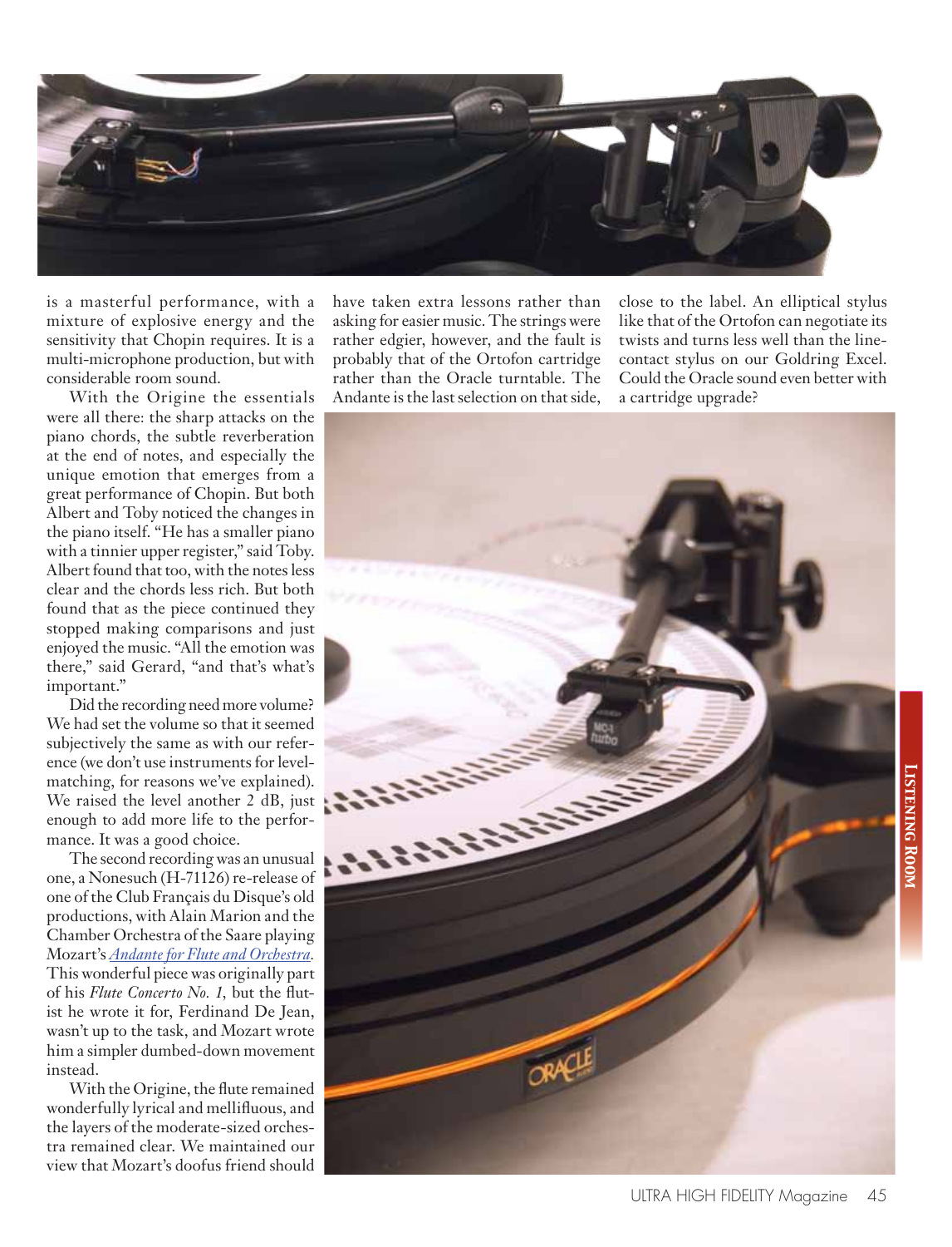is a masterful performance, with a mixture of explosive energy and the sensitivity that Chopin requires. It is a multi-microphone production, but with considerable room sound.

With the Origine the essentials were all there: the sharp attacks on the piano chords, the subtle reverberation at the end of notes, and especially the unique emotion that emerges from a great performance of Chopin. But both Albert and Toby noticed the changes in the piano itself. "He has a smaller piano with a tinnier upper register," said Toby. Albert found that too, with the notes less clear and the chords less rich. But both found that as the piece continued they stopped making comparisons and just enjoyed the music. "All the emotion was there," said Gerard, "and that's what's important."

Did the recording need more volume? We had set the volume so that it seemed subjectively the same as with our reference (we don't use instruments for level-matching, for reasons we've explained). We raised the level another 2 dB, just enough to add more life to the performance. It was a good choice.

The second recording was an unusual one, a Nonesuch (H-71126) re-release of one of the Club Français du Disque's old productions, with Alain Marion and the Chamber Orchestra of the Saare playing Mozart's *Andante for Flute and Orchestra*. This wonderful piece was originally part of his *Flute Concerto No. 1*, but the flutist he wrote it for, Ferdinand De Jean, wasn't up to the task, and Mozart wrote him a simpler dumbed-down movement instead.

With the Origine, the flute remained wonderfully lyrical and mellifluous, and the layers of the moderate-sized orchestra remained clear. We maintained our view that Mozart's doofus friend should have taken extra lessons rather than asking for easier music. The strings were rather edgier, however, and the fault is probably that of the Ortofon cartridge rather than the Oracle turntable. The Andante is the last selection on that side, close to the label. An elliptical stylus like that of the Ortofon can negotiate its twists and turns less well than the line-contact stylus on our Goldring Excel. Could the Oracle sound even better with a cartridge upgrade?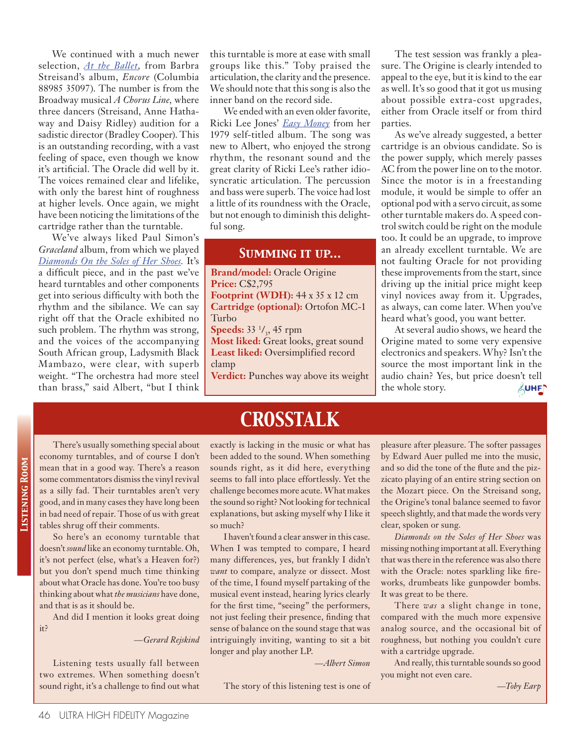We continued with a much newer selection, *At the Ballet*, from Barbra Streisand's album, *Encore* (Columbia 88985 35097). The number is from the Broadway musical *A Chorus Line*, where three dancers (Streisand, Anne Hathaway and Daisy Ridley) audition for a sadistic director (Bradley Cooper). This is an outstanding recording, with a vast feeling of space, even though we know it's artificial. The Oracle did well by it. The voices remained clear and lifelike, with only the barest hint of roughness at higher levels. Once again, we might have been noticing the limitations of the cartridge rather than the turntable.

We've always liked Paul Simon's *Graceland* album, from which we played *Diamonds On the Soles of Her Shoes.* It's a difficult piece, and in the past we've heard turntables and other components get into serious difficulty with both the rhythm and the sibilance. We can say right off that the Oracle exhibited no such problem. The rhythm was strong, and the voices of the accompanying South African group, Ladysmith Black Mambazo, were clear, with superb weight. "The orchestra had more steel than brass," said Albert, "but I think this turntable is more at ease with small groups like this." Toby praised the articulation, the clarity and the presence. We should note that this song is also the inner band on the record side.

We ended with an even older favorite, Ricki Lee Jones' *Easy Money* from her 1979 self-titled album. The song was new to Albert, who enjoyed the strong rhythm, the resonant sound and the great clarity of Ricki Lee's rather idiosyncratic articulation. The percussion and bass were superb. The voice had lost a little of its roundness with the Oracle, but not enough to diminish this delightful song.

## Summing it up...

**Brand/model:** Oracle Origine
**Price:** C$2,795
**Footprint (WDH):** 44 x 35 x 12 cm
**Cartridge (optional):** Ortofon MC-1 Turbo
**Speeds:** 33 $^{1}/_{3}$, 45 rpm
**Most liked:** Great looks, great sound
**Least liked:** Oversimplified record clamp
**Verdict:** Punches way above its weight

The test session was frankly a pleasure. The Origine is clearly intended to appeal to the eye, but it is kind to the ear as well. It's so good that it got us musing about possible extra-cost upgrades, either from Oracle itself or from third parties.

As we've already suggested, a better cartridge is an obvious candidate. So is the power supply, which merely passes AC from the power line on to the motor. Since the motor is in a freestanding module, it would be simple to offer an optional pod with a servo circuit, as some other turntable makers do. A speed control switch could be right on the module too. It could be an upgrade, to improve an already excellent turntable. We are not faulting Oracle for not providing these improvements from the start, since driving up the initial price might keep vinyl novices away from it. Upgrades, as always, can come later. When you've heard what's good, you want better.

At several audio shows, we heard the Origine mated to some very expensive electronics and speakers. Why? Isn't the source the most important link in the audio chain? Yes, but price doesn't tell the whole story.

# CROSSTALK

There's usually something special about economy turntables, and of course I don't mean that in a good way. There's a reason some commentators dismiss the vinyl revival as a silly fad. Their turntables aren't very good, and in many cases they have long been in bad need of repair. Those of us with great tables shrug off their comments.

So here's an economy turntable that doesn't *sound* like an economy turntable. Oh, it's not perfect (else, what's a Heaven for?) but you don't spend much time thinking about what Oracle has done. You're too busy thinking about what *the musicians* have done, and that is as it should be.

And did I mention it looks great doing it?

*—Gerard Rejskind*

Listening tests usually fall between two extremes. When something doesn't sound right, it's a challenge to find out what exactly is lacking in the music or what has been added to the sound. When something sounds right, as it did here, everything seems to fall into place effortlessly. Yet the challenge becomes more acute. What makes the sound so right? Not looking for technical explanations, but asking myself why I like it so much?

I haven't found a clear answer in this case. When I was tempted to compare, I heard many differences, yes, but frankly I didn't *want* to compare, analyze or dissect. Most of the time, I found myself partaking of the musical event instead, hearing lyrics clearly for the first time, "seeing" the performers, not just feeling their presence, finding that sense of balance on the sound stage that was intriguingly inviting, wanting to sit a bit longer and play another LP.

*—Albert Simon*

The story of this listening test is one of pleasure after pleasure. The softer passages by Edward Auer pulled me into the music, and so did the tone of the flute and the pizzicato playing of an entire string section on the Mozart piece. On the Streisand song, the Origine's tonal balance seemed to favor speech slightly, and that made the words very clear, spoken or sung.

*Diamonds on the Soles of Her Shoes* was missing nothing important at all. Everything that was there in the reference was also there with the Oracle: notes sparkling like fireworks, drumbeats like gunpowder bombs. It was great to be there.

There *was* a slight change in tone, compared with the much more expensive analog source, and the occasional bit of roughness, but nothing you couldn't cure with a cartridge upgrade.

And really, this turntable sounds so good you might not even care.

*—Toby Earp*